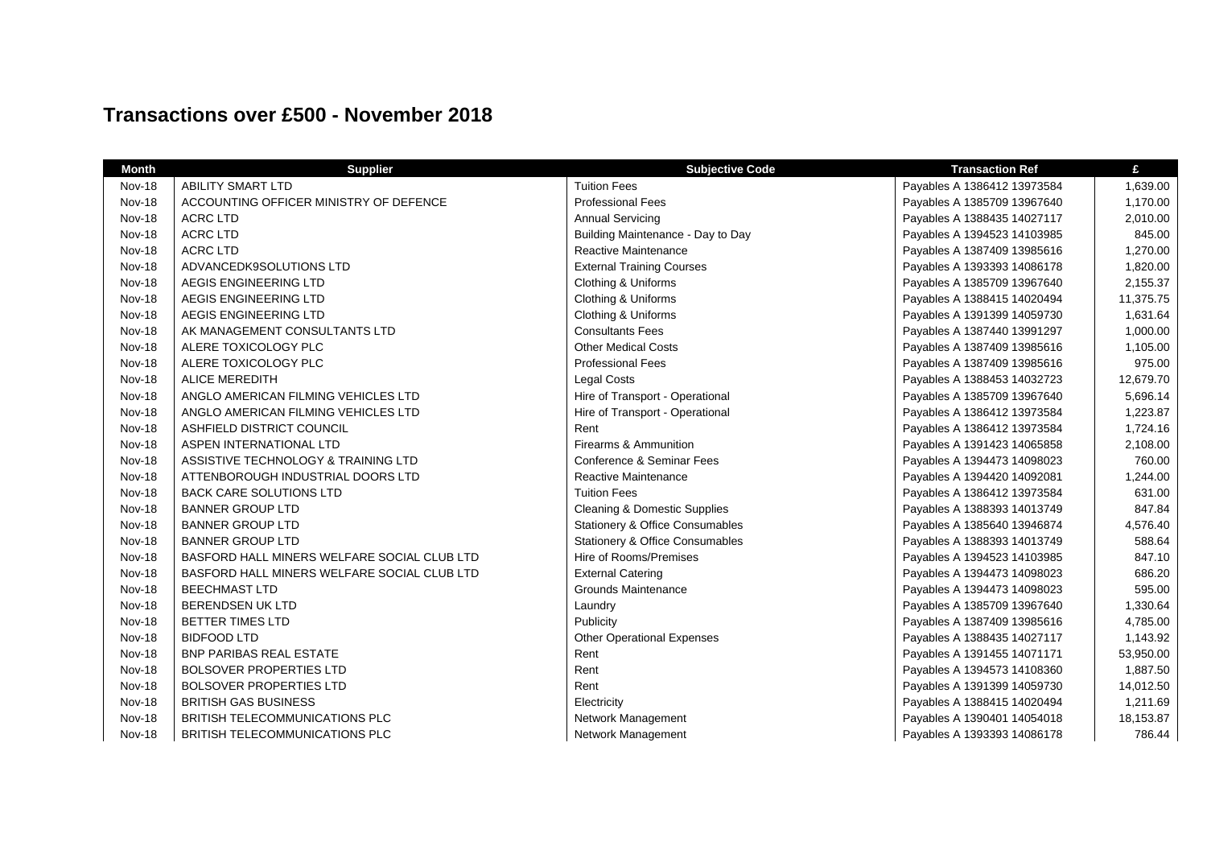# Transactions over £500 - November 2018

| Month | Supplier | Subjective Code | Transaction Ref | £ |
|---|---|---|---|---|
| Nov-18 | ABILITY SMART LTD | Tuition Fees | Payables A 1386412 13973584 | 1,639.00 |
| Nov-18 | ACCOUNTING OFFICER MINISTRY OF DEFENCE | Professional Fees | Payables A 1385709 13967640 | 1,170.00 |
| Nov-18 | ACRC LTD | Annual Servicing | Payables A 1388435 14027117 | 2,010.00 |
| Nov-18 | ACRC LTD | Building Maintenance - Day to Day | Payables A 1394523 14103985 | 845.00 |
| Nov-18 | ACRC LTD | Reactive Maintenance | Payables A 1387409 13985616 | 1,270.00 |
| Nov-18 | ADVANCEDK9SOLUTIONS LTD | External Training Courses | Payables A 1393393 14086178 | 1,820.00 |
| Nov-18 | AEGIS ENGINEERING LTD | Clothing & Uniforms | Payables A 1385709 13967640 | 2,155.37 |
| Nov-18 | AEGIS ENGINEERING LTD | Clothing & Uniforms | Payables A 1388415 14020494 | 11,375.75 |
| Nov-18 | AEGIS ENGINEERING LTD | Clothing & Uniforms | Payables A 1391399 14059730 | 1,631.64 |
| Nov-18 | AK MANAGEMENT CONSULTANTS LTD | Consultants Fees | Payables A 1387440 13991297 | 1,000.00 |
| Nov-18 | ALERE TOXICOLOGY PLC | Other Medical Costs | Payables A 1387409 13985616 | 1,105.00 |
| Nov-18 | ALERE TOXICOLOGY PLC | Professional Fees | Payables A 1387409 13985616 | 975.00 |
| Nov-18 | ALICE MEREDITH | Legal Costs | Payables A 1388453 14032723 | 12,679.70 |
| Nov-18 | ANGLO AMERICAN FILMING VEHICLES LTD | Hire of Transport - Operational | Payables A 1385709 13967640 | 5,696.14 |
| Nov-18 | ANGLO AMERICAN FILMING VEHICLES LTD | Hire of Transport - Operational | Payables A 1386412 13973584 | 1,223.87 |
| Nov-18 | ASHFIELD DISTRICT COUNCIL | Rent | Payables A 1386412 13973584 | 1,724.16 |
| Nov-18 | ASPEN INTERNATIONAL LTD | Firearms & Ammunition | Payables A 1391423 14065858 | 2,108.00 |
| Nov-18 | ASSISTIVE TECHNOLOGY & TRAINING LTD | Conference & Seminar Fees | Payables A 1394473 14098023 | 760.00 |
| Nov-18 | ATTENBOROUGH INDUSTRIAL DOORS LTD | Reactive Maintenance | Payables A 1394420 14092081 | 1,244.00 |
| Nov-18 | BACK CARE SOLUTIONS LTD | Tuition Fees | Payables A 1386412 13973584 | 631.00 |
| Nov-18 | BANNER GROUP LTD | Cleaning & Domestic Supplies | Payables A 1388393 14013749 | 847.84 |
| Nov-18 | BANNER GROUP LTD | Stationery & Office Consumables | Payables A 1385640 13946874 | 4,576.40 |
| Nov-18 | BANNER GROUP LTD | Stationery & Office Consumables | Payables A 1388393 14013749 | 588.64 |
| Nov-18 | BASFORD HALL MINERS WELFARE SOCIAL CLUB LTD | Hire of Rooms/Premises | Payables A 1394523 14103985 | 847.10 |
| Nov-18 | BASFORD HALL MINERS WELFARE SOCIAL CLUB LTD | External Catering | Payables A 1394473 14098023 | 686.20 |
| Nov-18 | BEECHMAST LTD | Grounds Maintenance | Payables A 1394473 14098023 | 595.00 |
| Nov-18 | BERENDSEN UK LTD | Laundry | Payables A 1385709 13967640 | 1,330.64 |
| Nov-18 | BETTER TIMES LTD | Publicity | Payables A 1387409 13985616 | 4,785.00 |
| Nov-18 | BIDFOOD LTD | Other Operational Expenses | Payables A 1388435 14027117 | 1,143.92 |
| Nov-18 | BNP PARIBAS REAL ESTATE | Rent | Payables A 1391455 14071171 | 53,950.00 |
| Nov-18 | BOLSOVER PROPERTIES LTD | Rent | Payables A 1394573 14108360 | 1,887.50 |
| Nov-18 | BOLSOVER PROPERTIES LTD | Rent | Payables A 1391399 14059730 | 14,012.50 |
| Nov-18 | BRITISH GAS BUSINESS | Electricity | Payables A 1388415 14020494 | 1,211.69 |
| Nov-18 | BRITISH TELECOMMUNICATIONS PLC | Network Management | Payables A 1390401 14054018 | 18,153.87 |
| Nov-18 | BRITISH TELECOMMUNICATIONS PLC | Network Management | Payables A 1393393 14086178 | 786.44 |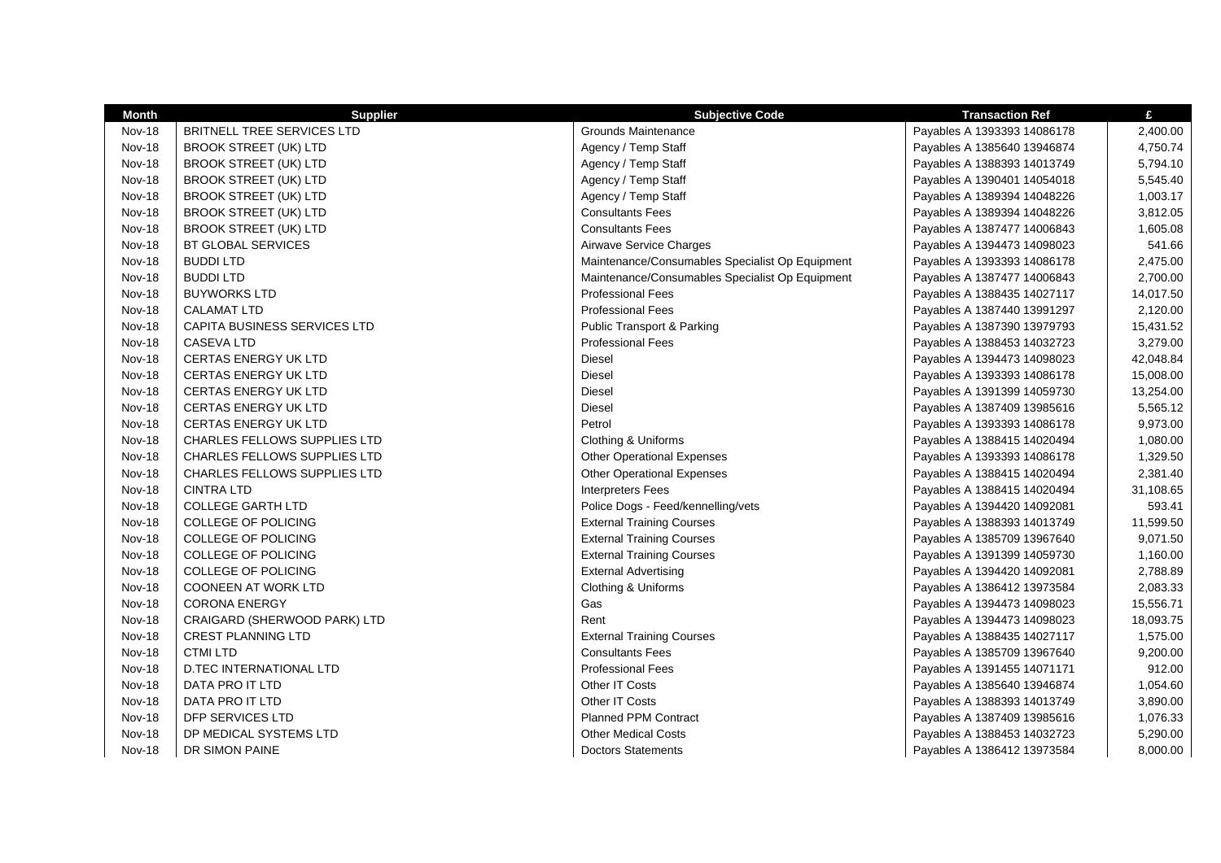| Month | Supplier | Subjective Code | Transaction Ref | £ |
| --- | --- | --- | --- | --- |
| Nov-18 | BRITNELL TREE SERVICES LTD | Grounds Maintenance | Payables A 1393393 14086178 | 2,400.00 |
| Nov-18 | BROOK STREET (UK) LTD | Agency / Temp Staff | Payables A 1385640 13946874 | 4,750.74 |
| Nov-18 | BROOK STREET (UK) LTD | Agency / Temp Staff | Payables A 1388393 14013749 | 5,794.10 |
| Nov-18 | BROOK STREET (UK) LTD | Agency / Temp Staff | Payables A 1390401 14054018 | 5,545.40 |
| Nov-18 | BROOK STREET (UK) LTD | Agency / Temp Staff | Payables A 1389394 14048226 | 1,003.17 |
| Nov-18 | BROOK STREET (UK) LTD | Consultants Fees | Payables A 1389394 14048226 | 3,812.05 |
| Nov-18 | BROOK STREET (UK) LTD | Consultants Fees | Payables A 1387477 14006843 | 1,605.08 |
| Nov-18 | BT GLOBAL SERVICES | Airwave Service Charges | Payables A 1394473 14098023 | 541.66 |
| Nov-18 | BUDDI LTD | Maintenance/Consumables Specialist Op Equipment | Payables A 1393393 14086178 | 2,475.00 |
| Nov-18 | BUDDI LTD | Maintenance/Consumables Specialist Op Equipment | Payables A 1387477 14006843 | 2,700.00 |
| Nov-18 | BUYWORKS LTD | Professional Fees | Payables A 1388435 14027117 | 14,017.50 |
| Nov-18 | CALAMAT LTD | Professional Fees | Payables A 1387440 13991297 | 2,120.00 |
| Nov-18 | CAPITA BUSINESS SERVICES LTD | Public Transport & Parking | Payables A 1387390 13979793 | 15,431.52 |
| Nov-18 | CASEVA LTD | Professional Fees | Payables A 1388453 14032723 | 3,279.00 |
| Nov-18 | CERTAS ENERGY UK LTD | Diesel | Payables A 1394473 14098023 | 42,048.84 |
| Nov-18 | CERTAS ENERGY UK LTD | Diesel | Payables A 1393393 14086178 | 15,008.00 |
| Nov-18 | CERTAS ENERGY UK LTD | Diesel | Payables A 1391399 14059730 | 13,254.00 |
| Nov-18 | CERTAS ENERGY UK LTD | Diesel | Payables A 1387409 13985616 | 5,565.12 |
| Nov-18 | CERTAS ENERGY UK LTD | Petrol | Payables A 1393393 14086178 | 9,973.00 |
| Nov-18 | CHARLES FELLOWS SUPPLIES LTD | Clothing & Uniforms | Payables A 1388415 14020494 | 1,080.00 |
| Nov-18 | CHARLES FELLOWS SUPPLIES LTD | Other Operational Expenses | Payables A 1393393 14086178 | 1,329.50 |
| Nov-18 | CHARLES FELLOWS SUPPLIES LTD | Other Operational Expenses | Payables A 1388415 14020494 | 2,381.40 |
| Nov-18 | CINTRA LTD | Interpreters Fees | Payables A 1388415 14020494 | 31,108.65 |
| Nov-18 | COLLEGE GARTH LTD | Police Dogs - Feed/kennelling/vets | Payables A 1394420 14092081 | 593.41 |
| Nov-18 | COLLEGE OF POLICING | External Training Courses | Payables A 1388393 14013749 | 11,599.50 |
| Nov-18 | COLLEGE OF POLICING | External Training Courses | Payables A 1385709 13967640 | 9,071.50 |
| Nov-18 | COLLEGE OF POLICING | External Training Courses | Payables A 1391399 14059730 | 1,160.00 |
| Nov-18 | COLLEGE OF POLICING | External Advertising | Payables A 1394420 14092081 | 2,788.89 |
| Nov-18 | COONEEN AT WORK LTD | Clothing & Uniforms | Payables A 1386412 13973584 | 2,083.33 |
| Nov-18 | CORONA ENERGY | Gas | Payables A 1394473 14098023 | 15,556.71 |
| Nov-18 | CRAIGARD (SHERWOOD PARK) LTD | Rent | Payables A 1394473 14098023 | 18,093.75 |
| Nov-18 | CREST PLANNING LTD | External Training Courses | Payables A 1388435 14027117 | 1,575.00 |
| Nov-18 | CTMI LTD | Consultants Fees | Payables A 1385709 13967640 | 9,200.00 |
| Nov-18 | D.TEC INTERNATIONAL LTD | Professional Fees | Payables A 1391455 14071171 | 912.00 |
| Nov-18 | DATA PRO IT LTD | Other IT Costs | Payables A 1385640 13946874 | 1,054.60 |
| Nov-18 | DATA PRO IT LTD | Other IT Costs | Payables A 1388393 14013749 | 3,890.00 |
| Nov-18 | DFP SERVICES LTD | Planned PPM Contract | Payables A 1387409 13985616 | 1,076.33 |
| Nov-18 | DP MEDICAL SYSTEMS LTD | Other Medical Costs | Payables A 1388453 14032723 | 5,290.00 |
| Nov-18 | DR SIMON PAINE | Doctors Statements | Payables A 1386412 13973584 | 8,000.00 |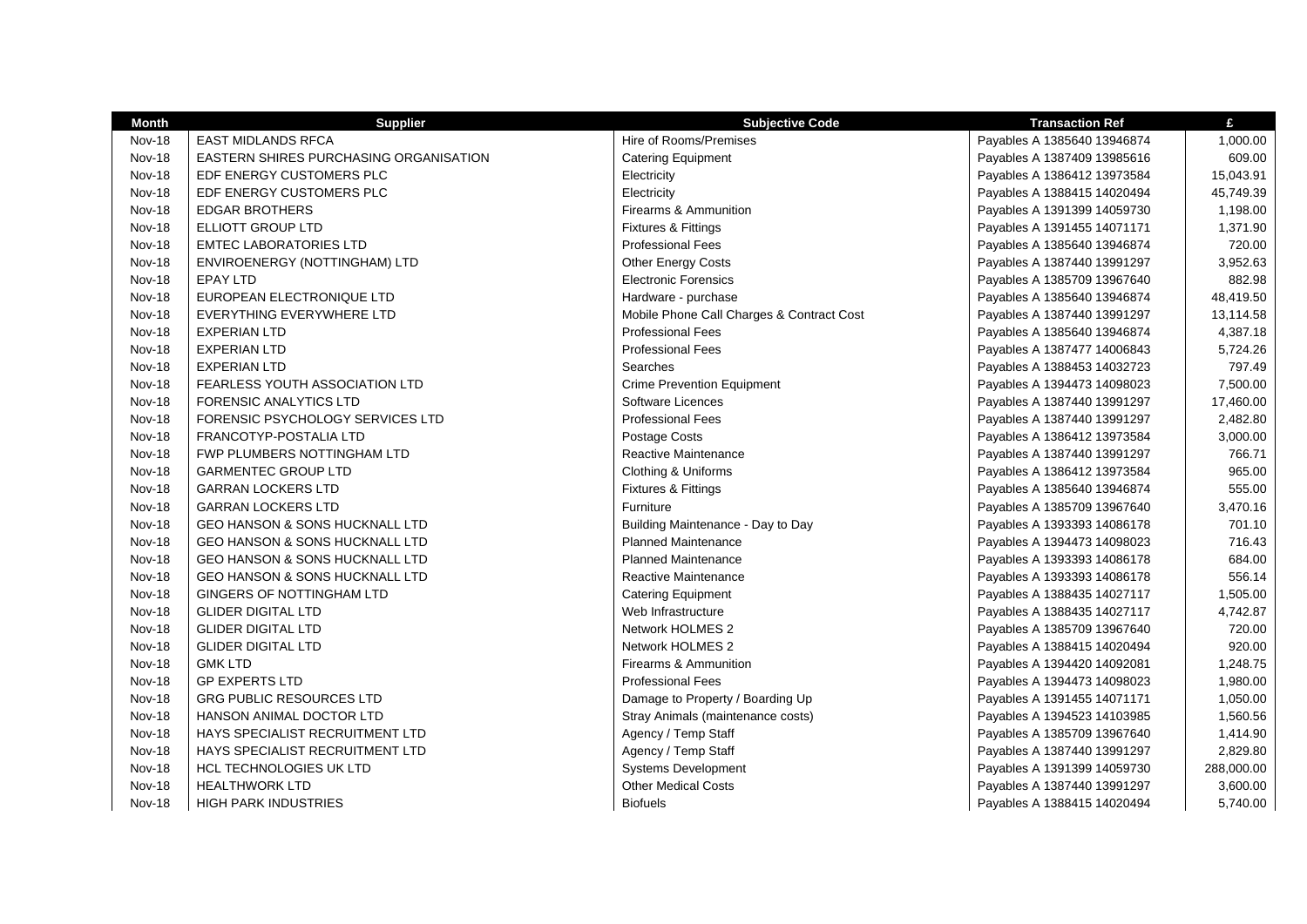| Month | Supplier | Subjective Code | Transaction Ref | £ |
|---|---|---|---|---|
| Nov-18 | EAST MIDLANDS RFCA | Hire of Rooms/Premises | Payables A 1385640 13946874 | 1,000.00 |
| Nov-18 | EASTERN SHIRES PURCHASING ORGANISATION | Catering Equipment | Payables A 1387409 13985616 | 609.00 |
| Nov-18 | EDF ENERGY CUSTOMERS PLC | Electricity | Payables A 1386412 13973584 | 15,043.91 |
| Nov-18 | EDF ENERGY CUSTOMERS PLC | Electricity | Payables A 1388415 14020494 | 45,749.39 |
| Nov-18 | EDGAR BROTHERS | Firearms & Ammunition | Payables A 1391399 14059730 | 1,198.00 |
| Nov-18 | ELLIOTT GROUP LTD | Fixtures & Fittings | Payables A 1391455 14071171 | 1,371.90 |
| Nov-18 | EMTEC LABORATORIES LTD | Professional Fees | Payables A 1385640 13946874 | 720.00 |
| Nov-18 | ENVIROENERGY (NOTTINGHAM) LTD | Other Energy Costs | Payables A 1387440 13991297 | 3,952.63 |
| Nov-18 | EPAY LTD | Electronic Forensics | Payables A 1385709 13967640 | 882.98 |
| Nov-18 | EUROPEAN ELECTRONIQUE LTD | Hardware - purchase | Payables A 1385640 13946874 | 48,419.50 |
| Nov-18 | EVERYTHING EVERYWHERE LTD | Mobile Phone Call Charges & Contract Cost | Payables A 1387440 13991297 | 13,114.58 |
| Nov-18 | EXPERIAN LTD | Professional Fees | Payables A 1385640 13946874 | 4,387.18 |
| Nov-18 | EXPERIAN LTD | Professional Fees | Payables A 1387477 14006843 | 5,724.26 |
| Nov-18 | EXPERIAN LTD | Searches | Payables A 1388453 14032723 | 797.49 |
| Nov-18 | FEARLESS YOUTH ASSOCIATION LTD | Crime Prevention Equipment | Payables A 1394473 14098023 | 7,500.00 |
| Nov-18 | FORENSIC ANALYTICS LTD | Software Licences | Payables A 1387440 13991297 | 17,460.00 |
| Nov-18 | FORENSIC PSYCHOLOGY SERVICES LTD | Professional Fees | Payables A 1387440 13991297 | 2,482.80 |
| Nov-18 | FRANCOTYP-POSTALIA LTD | Postage Costs | Payables A 1386412 13973584 | 3,000.00 |
| Nov-18 | FWP PLUMBERS NOTTINGHAM LTD | Reactive Maintenance | Payables A 1387440 13991297 | 766.71 |
| Nov-18 | GARMENTEC GROUP LTD | Clothing & Uniforms | Payables A 1386412 13973584 | 965.00 |
| Nov-18 | GARRAN LOCKERS LTD | Fixtures & Fittings | Payables A 1385640 13946874 | 555.00 |
| Nov-18 | GARRAN LOCKERS LTD | Furniture | Payables A 1385709 13967640 | 3,470.16 |
| Nov-18 | GEO HANSON & SONS HUCKNALL LTD | Building Maintenance - Day to Day | Payables A 1393393 14086178 | 701.10 |
| Nov-18 | GEO HANSON & SONS HUCKNALL LTD | Planned Maintenance | Payables A 1394473 14098023 | 716.43 |
| Nov-18 | GEO HANSON & SONS HUCKNALL LTD | Planned Maintenance | Payables A 1393393 14086178 | 684.00 |
| Nov-18 | GEO HANSON & SONS HUCKNALL LTD | Reactive Maintenance | Payables A 1393393 14086178 | 556.14 |
| Nov-18 | GINGERS OF NOTTINGHAM LTD | Catering Equipment | Payables A 1388435 14027117 | 1,505.00 |
| Nov-18 | GLIDER DIGITAL LTD | Web Infrastructure | Payables A 1388435 14027117 | 4,742.87 |
| Nov-18 | GLIDER DIGITAL LTD | Network HOLMES 2 | Payables A 1385709 13967640 | 720.00 |
| Nov-18 | GLIDER DIGITAL LTD | Network HOLMES 2 | Payables A 1388415 14020494 | 920.00 |
| Nov-18 | GMK LTD | Firearms & Ammunition | Payables A 1394420 14092081 | 1,248.75 |
| Nov-18 | GP EXPERTS LTD | Professional Fees | Payables A 1394473 14098023 | 1,980.00 |
| Nov-18 | GRG PUBLIC RESOURCES LTD | Damage to Property / Boarding Up | Payables A 1391455 14071171 | 1,050.00 |
| Nov-18 | HANSON ANIMAL DOCTOR LTD | Stray Animals (maintenance costs) | Payables A 1394523 14103985 | 1,560.56 |
| Nov-18 | HAYS SPECIALIST RECRUITMENT LTD | Agency / Temp Staff | Payables A 1385709 13967640 | 1,414.90 |
| Nov-18 | HAYS SPECIALIST RECRUITMENT LTD | Agency / Temp Staff | Payables A 1387440 13991297 | 2,829.80 |
| Nov-18 | HCL TECHNOLOGIES UK LTD | Systems Development | Payables A 1391399 14059730 | 288,000.00 |
| Nov-18 | HEALTHWORK LTD | Other Medical Costs | Payables A 1387440 13991297 | 3,600.00 |
| Nov-18 | HIGH PARK INDUSTRIES | Biofuels | Payables A 1388415 14020494 | 5,740.00 |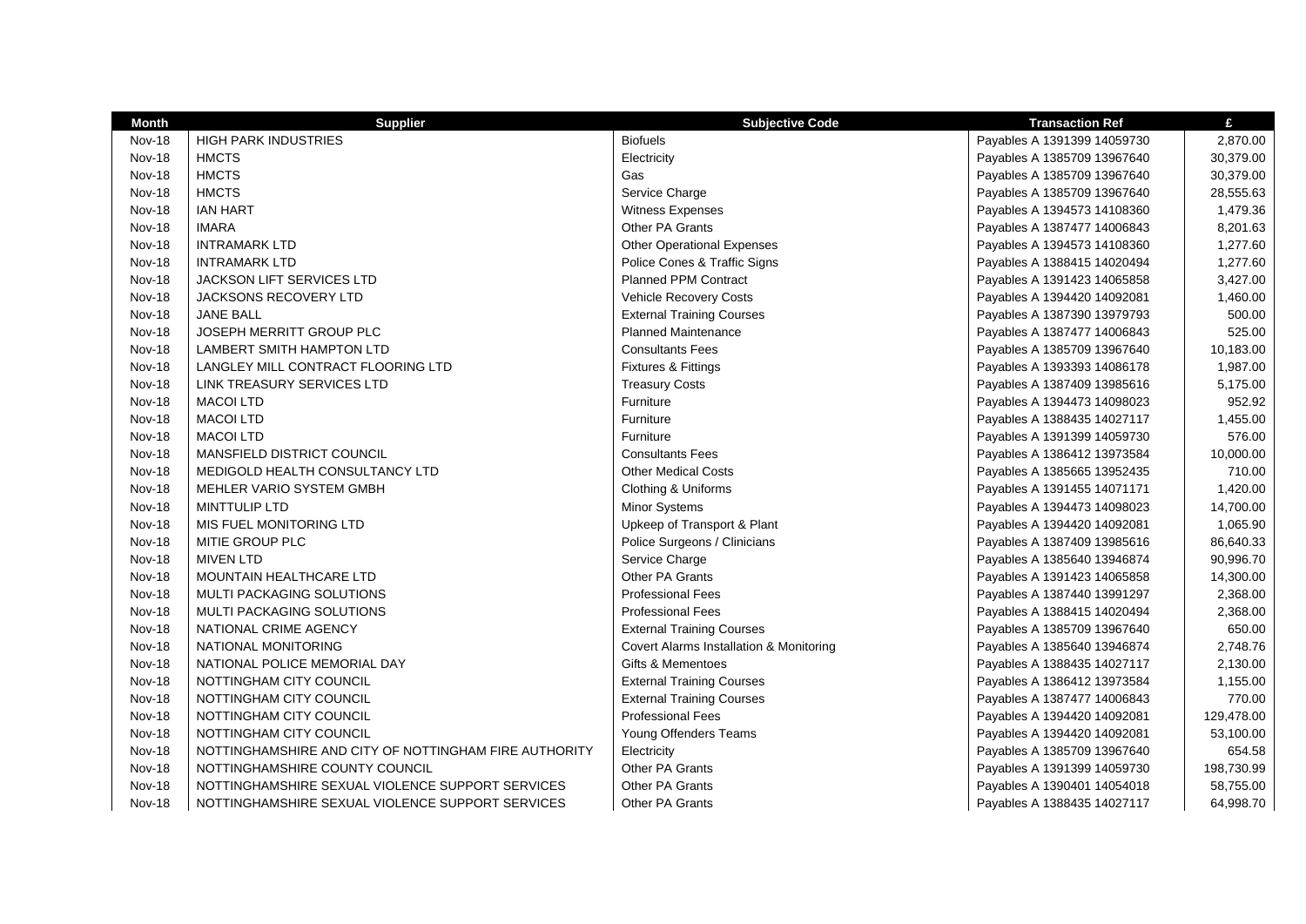| Month | Supplier | Subjective Code | Transaction Ref | £ |
|---|---|---|---|---|
| Nov-18 | HIGH PARK INDUSTRIES | Biofuels | Payables A 1391399 14059730 | 2,870.00 |
| Nov-18 | HMCTS | Electricity | Payables A 1385709 13967640 | 30,379.00 |
| Nov-18 | HMCTS | Gas | Payables A 1385709 13967640 | 30,379.00 |
| Nov-18 | HMCTS | Service Charge | Payables A 1385709 13967640 | 28,555.63 |
| Nov-18 | IAN HART | Witness Expenses | Payables A 1394573 14108360 | 1,479.36 |
| Nov-18 | IMARA | Other PA Grants | Payables A 1387477 14006843 | 8,201.63 |
| Nov-18 | INTRAMARK LTD | Other Operational Expenses | Payables A 1394573 14108360 | 1,277.60 |
| Nov-18 | INTRAMARK LTD | Police Cones & Traffic Signs | Payables A 1388415 14020494 | 1,277.60 |
| Nov-18 | JACKSON LIFT SERVICES LTD | Planned PPM Contract | Payables A 1391423 14065858 | 3,427.00 |
| Nov-18 | JACKSONS RECOVERY LTD | Vehicle Recovery Costs | Payables A 1394420 14092081 | 1,460.00 |
| Nov-18 | JANE BALL | External Training Courses | Payables A 1387390 13979793 | 500.00 |
| Nov-18 | JOSEPH MERRITT GROUP PLC | Planned Maintenance | Payables A 1387477 14006843 | 525.00 |
| Nov-18 | LAMBERT SMITH HAMPTON LTD | Consultants Fees | Payables A 1385709 13967640 | 10,183.00 |
| Nov-18 | LANGLEY MILL CONTRACT FLOORING LTD | Fixtures & Fittings | Payables A 1393393 14086178 | 1,987.00 |
| Nov-18 | LINK TREASURY SERVICES LTD | Treasury Costs | Payables A 1387409 13985616 | 5,175.00 |
| Nov-18 | MACOI LTD | Furniture | Payables A 1394473 14098023 | 952.92 |
| Nov-18 | MACOI LTD | Furniture | Payables A 1388435 14027117 | 1,455.00 |
| Nov-18 | MACOI LTD | Furniture | Payables A 1391399 14059730 | 576.00 |
| Nov-18 | MANSFIELD DISTRICT COUNCIL | Consultants Fees | Payables A 1386412 13973584 | 10,000.00 |
| Nov-18 | MEDIGOLD HEALTH CONSULTANCY LTD | Other Medical Costs | Payables A 1385665 13952435 | 710.00 |
| Nov-18 | MEHLER VARIO SYSTEM GMBH | Clothing & Uniforms | Payables A 1391455 14071171 | 1,420.00 |
| Nov-18 | MINTTULIP LTD | Minor Systems | Payables A 1394473 14098023 | 14,700.00 |
| Nov-18 | MIS FUEL MONITORING LTD | Upkeep of Transport & Plant | Payables A 1394420 14092081 | 1,065.90 |
| Nov-18 | MITIE GROUP PLC | Police Surgeons / Clinicians | Payables A 1387409 13985616 | 86,640.33 |
| Nov-18 | MIVEN LTD | Service Charge | Payables A 1385640 13946874 | 90,996.70 |
| Nov-18 | MOUNTAIN HEALTHCARE LTD | Other PA Grants | Payables A 1391423 14065858 | 14,300.00 |
| Nov-18 | MULTI PACKAGING SOLUTIONS | Professional Fees | Payables A 1387440 13991297 | 2,368.00 |
| Nov-18 | MULTI PACKAGING SOLUTIONS | Professional Fees | Payables A 1388415 14020494 | 2,368.00 |
| Nov-18 | NATIONAL CRIME AGENCY | External Training Courses | Payables A 1385709 13967640 | 650.00 |
| Nov-18 | NATIONAL MONITORING | Covert Alarms Installation & Monitoring | Payables A 1385640 13946874 | 2,748.76 |
| Nov-18 | NATIONAL POLICE MEMORIAL DAY | Gifts & Mementoes | Payables A 1388435 14027117 | 2,130.00 |
| Nov-18 | NOTTINGHAM CITY COUNCIL | External Training Courses | Payables A 1386412 13973584 | 1,155.00 |
| Nov-18 | NOTTINGHAM CITY COUNCIL | External Training Courses | Payables A 1387477 14006843 | 770.00 |
| Nov-18 | NOTTINGHAM CITY COUNCIL | Professional Fees | Payables A 1394420 14092081 | 129,478.00 |
| Nov-18 | NOTTINGHAM CITY COUNCIL | Young Offenders Teams | Payables A 1394420 14092081 | 53,100.00 |
| Nov-18 | NOTTINGHAMSHIRE AND CITY OF NOTTINGHAM FIRE AUTHORITY | Electricity | Payables A 1385709 13967640 | 654.58 |
| Nov-18 | NOTTINGHAMSHIRE COUNTY COUNCIL | Other PA Grants | Payables A 1391399 14059730 | 198,730.99 |
| Nov-18 | NOTTINGHAMSHIRE SEXUAL VIOLENCE SUPPORT SERVICES | Other PA Grants | Payables A 1390401 14054018 | 58,755.00 |
| Nov-18 | NOTTINGHAMSHIRE SEXUAL VIOLENCE SUPPORT SERVICES | Other PA Grants | Payables A 1388435 14027117 | 64,998.70 |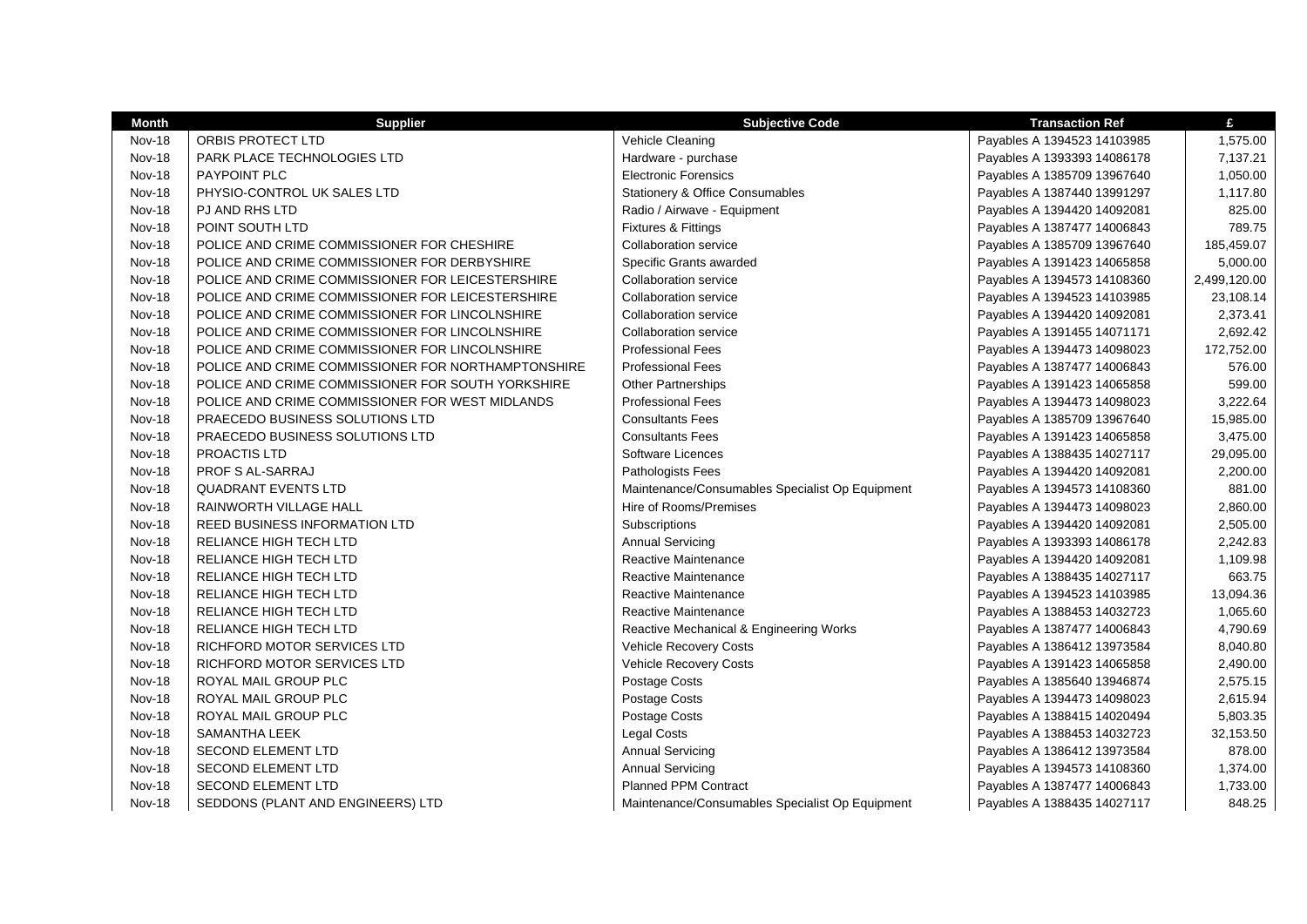| Month | Supplier | Subjective Code | Transaction Ref | £ |
|---|---|---|---|---|
| Nov-18 | ORBIS PROTECT LTD | Vehicle Cleaning | Payables A 1394523 14103985 | 1,575.00 |
| Nov-18 | PARK PLACE TECHNOLOGIES LTD | Hardware - purchase | Payables A 1393393 14086178 | 7,137.21 |
| Nov-18 | PAYPOINT PLC | Electronic Forensics | Payables A 1385709 13967640 | 1,050.00 |
| Nov-18 | PHYSIO-CONTROL UK SALES LTD | Stationery & Office Consumables | Payables A 1387440 13991297 | 1,117.80 |
| Nov-18 | PJ AND RHS LTD | Radio / Airwave - Equipment | Payables A 1394420 14092081 | 825.00 |
| Nov-18 | POINT SOUTH LTD | Fixtures & Fittings | Payables A 1387477 14006843 | 789.75 |
| Nov-18 | POLICE AND CRIME COMMISSIONER FOR CHESHIRE | Collaboration service | Payables A 1385709 13967640 | 185,459.07 |
| Nov-18 | POLICE AND CRIME COMMISSIONER FOR DERBYSHIRE | Specific Grants awarded | Payables A 1391423 14065858 | 5,000.00 |
| Nov-18 | POLICE AND CRIME COMMISSIONER FOR LEICESTERSHIRE | Collaboration service | Payables A 1394573 14108360 | 2,499,120.00 |
| Nov-18 | POLICE AND CRIME COMMISSIONER FOR LEICESTERSHIRE | Collaboration service | Payables A 1394523 14103985 | 23,108.14 |
| Nov-18 | POLICE AND CRIME COMMISSIONER FOR LINCOLNSHIRE | Collaboration service | Payables A 1394420 14092081 | 2,373.41 |
| Nov-18 | POLICE AND CRIME COMMISSIONER FOR LINCOLNSHIRE | Collaboration service | Payables A 1391455 14071171 | 2,692.42 |
| Nov-18 | POLICE AND CRIME COMMISSIONER FOR LINCOLNSHIRE | Professional Fees | Payables A 1394473 14098023 | 172,752.00 |
| Nov-18 | POLICE AND CRIME COMMISSIONER FOR NORTHAMPTONSHIRE | Professional Fees | Payables A 1387477 14006843 | 576.00 |
| Nov-18 | POLICE AND CRIME COMMISSIONER FOR SOUTH YORKSHIRE | Other Partnerships | Payables A 1391423 14065858 | 599.00 |
| Nov-18 | POLICE AND CRIME COMMISSIONER FOR WEST MIDLANDS | Professional Fees | Payables A 1394473 14098023 | 3,222.64 |
| Nov-18 | PRAECEDO BUSINESS SOLUTIONS LTD | Consultants Fees | Payables A 1385709 13967640 | 15,985.00 |
| Nov-18 | PRAECEDO BUSINESS SOLUTIONS LTD | Consultants Fees | Payables A 1391423 14065858 | 3,475.00 |
| Nov-18 | PROACTIS LTD | Software Licences | Payables A 1388435 14027117 | 29,095.00 |
| Nov-18 | PROF S AL-SARRAJ | Pathologists Fees | Payables A 1394420 14092081 | 2,200.00 |
| Nov-18 | QUADRANT EVENTS LTD | Maintenance/Consumables Specialist Op Equipment | Payables A 1394573 14108360 | 881.00 |
| Nov-18 | RAINWORTH VILLAGE HALL | Hire of Rooms/Premises | Payables A 1394473 14098023 | 2,860.00 |
| Nov-18 | REED BUSINESS INFORMATION LTD | Subscriptions | Payables A 1394420 14092081 | 2,505.00 |
| Nov-18 | RELIANCE HIGH TECH LTD | Annual Servicing | Payables A 1393393 14086178 | 2,242.83 |
| Nov-18 | RELIANCE HIGH TECH LTD | Reactive Maintenance | Payables A 1394420 14092081 | 1,109.98 |
| Nov-18 | RELIANCE HIGH TECH LTD | Reactive Maintenance | Payables A 1388435 14027117 | 663.75 |
| Nov-18 | RELIANCE HIGH TECH LTD | Reactive Maintenance | Payables A 1394523 14103985 | 13,094.36 |
| Nov-18 | RELIANCE HIGH TECH LTD | Reactive Maintenance | Payables A 1388453 14032723 | 1,065.60 |
| Nov-18 | RELIANCE HIGH TECH LTD | Reactive Mechanical & Engineering Works | Payables A 1387477 14006843 | 4,790.69 |
| Nov-18 | RICHFORD MOTOR SERVICES LTD | Vehicle Recovery Costs | Payables A 1386412 13973584 | 8,040.80 |
| Nov-18 | RICHFORD MOTOR SERVICES LTD | Vehicle Recovery Costs | Payables A 1391423 14065858 | 2,490.00 |
| Nov-18 | ROYAL MAIL GROUP PLC | Postage Costs | Payables A 1385640 13946874 | 2,575.15 |
| Nov-18 | ROYAL MAIL GROUP PLC | Postage Costs | Payables A 1394473 14098023 | 2,615.94 |
| Nov-18 | ROYAL MAIL GROUP PLC | Postage Costs | Payables A 1388415 14020494 | 5,803.35 |
| Nov-18 | SAMANTHA LEEK | Legal Costs | Payables A 1388453 14032723 | 32,153.50 |
| Nov-18 | SECOND ELEMENT LTD | Annual Servicing | Payables A 1386412 13973584 | 878.00 |
| Nov-18 | SECOND ELEMENT LTD | Annual Servicing | Payables A 1394573 14108360 | 1,374.00 |
| Nov-18 | SECOND ELEMENT LTD | Planned PPM Contract | Payables A 1387477 14006843 | 1,733.00 |
| Nov-18 | SEDDONS (PLANT AND ENGINEERS) LTD | Maintenance/Consumables Specialist Op Equipment | Payables A 1388435 14027117 | 848.25 |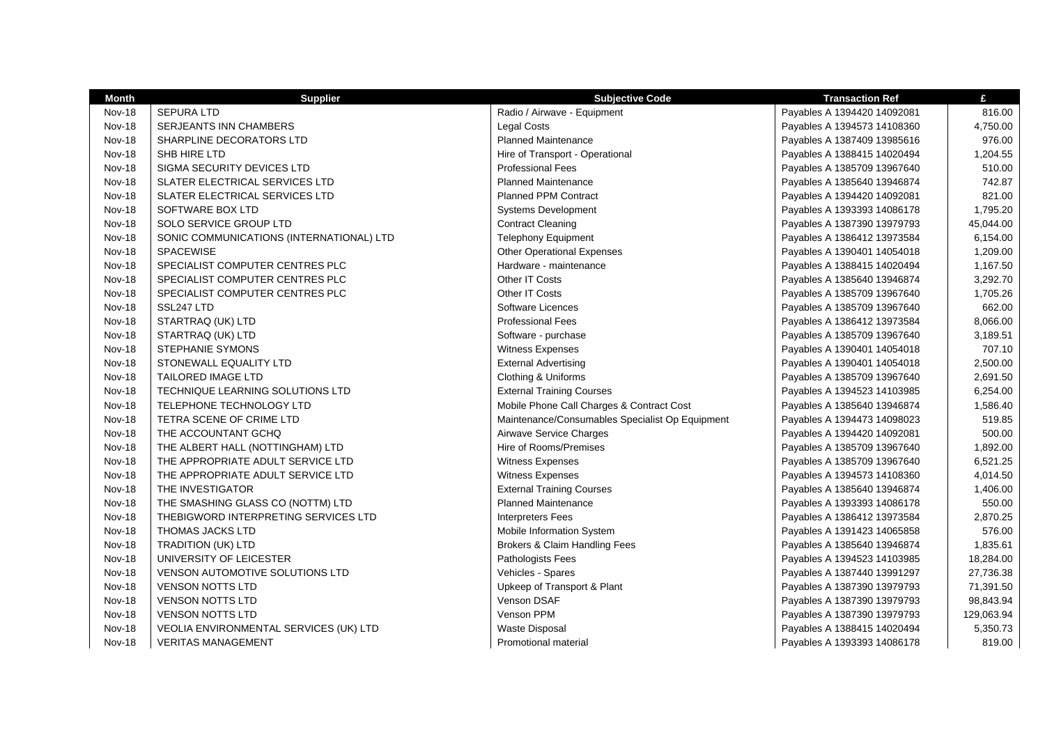| Month | Supplier | Subjective Code | Transaction Ref | £ |
|---|---|---|---|---|
| Nov-18 | SEPURA LTD | Radio / Airwave - Equipment | Payables A 1394420 14092081 | 816.00 |
| Nov-18 | SERJEANTS INN CHAMBERS | Legal Costs | Payables A 1394573 14108360 | 4,750.00 |
| Nov-18 | SHARPLINE DECORATORS LTD | Planned Maintenance | Payables A 1387409 13985616 | 976.00 |
| Nov-18 | SHB HIRE LTD | Hire of Transport - Operational | Payables A 1388415 14020494 | 1,204.55 |
| Nov-18 | SIGMA SECURITY DEVICES LTD | Professional Fees | Payables A 1385709 13967640 | 510.00 |
| Nov-18 | SLATER ELECTRICAL SERVICES LTD | Planned Maintenance | Payables A 1385640 13946874 | 742.87 |
| Nov-18 | SLATER ELECTRICAL SERVICES LTD | Planned PPM Contract | Payables A 1394420 14092081 | 821.00 |
| Nov-18 | SOFTWARE BOX LTD | Systems Development | Payables A 1393393 14086178 | 1,795.20 |
| Nov-18 | SOLO SERVICE GROUP LTD | Contract Cleaning | Payables A 1387390 13979793 | 45,044.00 |
| Nov-18 | SONIC COMMUNICATIONS (INTERNATIONAL) LTD | Telephony Equipment | Payables A 1386412 13973584 | 6,154.00 |
| Nov-18 | SPACEWISE | Other Operational Expenses | Payables A 1390401 14054018 | 1,209.00 |
| Nov-18 | SPECIALIST COMPUTER CENTRES PLC | Hardware - maintenance | Payables A 1388415 14020494 | 1,167.50 |
| Nov-18 | SPECIALIST COMPUTER CENTRES PLC | Other IT Costs | Payables A 1385640 13946874 | 3,292.70 |
| Nov-18 | SPECIALIST COMPUTER CENTRES PLC | Other IT Costs | Payables A 1385709 13967640 | 1,705.26 |
| Nov-18 | SSL247 LTD | Software Licences | Payables A 1385709 13967640 | 662.00 |
| Nov-18 | STARTRAQ (UK) LTD | Professional Fees | Payables A 1386412 13973584 | 8,066.00 |
| Nov-18 | STARTRAQ (UK) LTD | Software - purchase | Payables A 1385709 13967640 | 3,189.51 |
| Nov-18 | STEPHANIE SYMONS | Witness Expenses | Payables A 1390401 14054018 | 707.10 |
| Nov-18 | STONEWALL EQUALITY LTD | External Advertising | Payables A 1390401 14054018 | 2,500.00 |
| Nov-18 | TAILORED IMAGE LTD | Clothing & Uniforms | Payables A 1385709 13967640 | 2,691.50 |
| Nov-18 | TECHNIQUE LEARNING SOLUTIONS LTD | External Training Courses | Payables A 1394523 14103985 | 6,254.00 |
| Nov-18 | TELEPHONE TECHNOLOGY LTD | Mobile Phone Call Charges & Contract Cost | Payables A 1385640 13946874 | 1,586.40 |
| Nov-18 | TETRA SCENE OF CRIME LTD | Maintenance/Consumables Specialist Op Equipment | Payables A 1394473 14098023 | 519.85 |
| Nov-18 | THE ACCOUNTANT GCHQ | Airwave Service Charges | Payables A 1394420 14092081 | 500.00 |
| Nov-18 | THE ALBERT HALL (NOTTINGHAM) LTD | Hire of Rooms/Premises | Payables A 1385709 13967640 | 1,892.00 |
| Nov-18 | THE APPROPRIATE ADULT SERVICE LTD | Witness Expenses | Payables A 1385709 13967640 | 6,521.25 |
| Nov-18 | THE APPROPRIATE ADULT SERVICE LTD | Witness Expenses | Payables A 1394573 14108360 | 4,014.50 |
| Nov-18 | THE INVESTIGATOR | External Training Courses | Payables A 1385640 13946874 | 1,406.00 |
| Nov-18 | THE SMASHING GLASS CO (NOTTM) LTD | Planned Maintenance | Payables A 1393393 14086178 | 550.00 |
| Nov-18 | THEBIGWORD INTERPRETING SERVICES LTD | Interpreters Fees | Payables A 1386412 13973584 | 2,870.25 |
| Nov-18 | THOMAS JACKS LTD | Mobile Information System | Payables A 1391423 14065858 | 576.00 |
| Nov-18 | TRADITION (UK) LTD | Brokers & Claim Handling Fees | Payables A 1385640 13946874 | 1,835.61 |
| Nov-18 | UNIVERSITY OF LEICESTER | Pathologists Fees | Payables A 1394523 14103985 | 18,284.00 |
| Nov-18 | VENSON AUTOMOTIVE SOLUTIONS LTD | Vehicles - Spares | Payables A 1387440 13991297 | 27,736.38 |
| Nov-18 | VENSON NOTTS LTD | Upkeep of Transport & Plant | Payables A 1387390 13979793 | 71,391.50 |
| Nov-18 | VENSON NOTTS LTD | Venson DSAF | Payables A 1387390 13979793 | 98,843.94 |
| Nov-18 | VENSON NOTTS LTD | Venson PPM | Payables A 1387390 13979793 | 129,063.94 |
| Nov-18 | VEOLIA ENVIRONMENTAL SERVICES (UK) LTD | Waste Disposal | Payables A 1388415 14020494 | 5,350.73 |
| Nov-18 | VERITAS MANAGEMENT | Promotional material | Payables A 1393393 14086178 | 819.00 |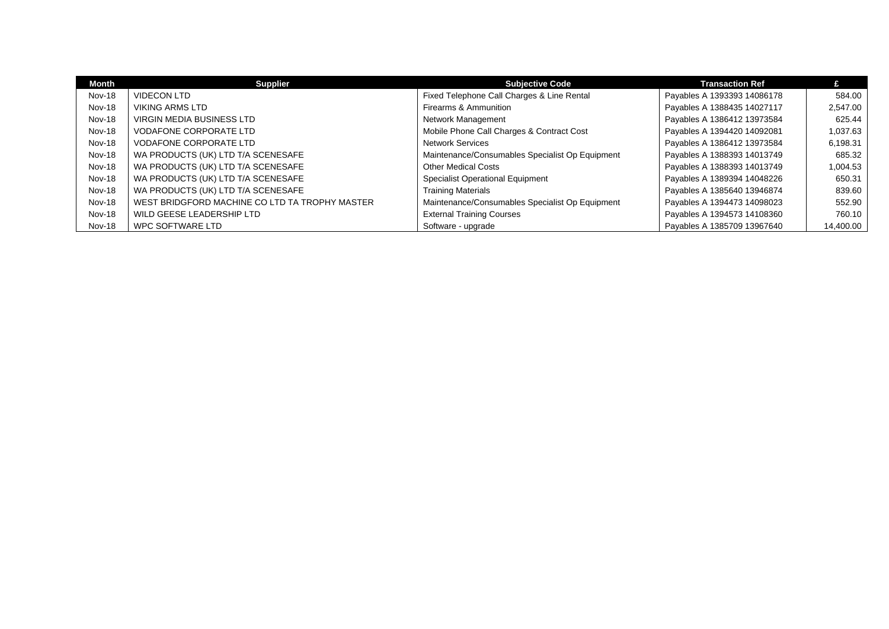| Month | Supplier | Subjective Code | Transaction Ref | £ |
|---|---|---|---|---|
| Nov-18 | VIDECON LTD | Fixed Telephone Call Charges & Line Rental | Payables A 1393393 14086178 | 584.00 |
| Nov-18 | VIKING ARMS LTD | Firearms & Ammunition | Payables A 1388435 14027117 | 2,547.00 |
| Nov-18 | VIRGIN MEDIA BUSINESS LTD | Network Management | Payables A 1386412 13973584 | 625.44 |
| Nov-18 | VODAFONE CORPORATE LTD | Mobile Phone Call Charges & Contract Cost | Payables A 1394420 14092081 | 1,037.63 |
| Nov-18 | VODAFONE CORPORATE LTD | Network Services | Payables A 1386412 13973584 | 6,198.31 |
| Nov-18 | WA PRODUCTS (UK) LTD T/A SCENESAFE | Maintenance/Consumables Specialist Op Equipment | Payables A 1388393 14013749 | 685.32 |
| Nov-18 | WA PRODUCTS (UK) LTD T/A SCENESAFE | Other Medical Costs | Payables A 1388393 14013749 | 1,004.53 |
| Nov-18 | WA PRODUCTS (UK) LTD T/A SCENESAFE | Specialist Operational Equipment | Payables A 1389394 14048226 | 650.31 |
| Nov-18 | WA PRODUCTS (UK) LTD T/A SCENESAFE | Training Materials | Payables A 1385640 13946874 | 839.60 |
| Nov-18 | WEST BRIDGFORD MACHINE CO LTD TA TROPHY MASTER | Maintenance/Consumables Specialist Op Equipment | Payables A 1394473 14098023 | 552.90 |
| Nov-18 | WILD GEESE LEADERSHIP LTD | External Training Courses | Payables A 1394573 14108360 | 760.10 |
| Nov-18 | WPC SOFTWARE LTD | Software - upgrade | Payables A 1385709 13967640 | 14,400.00 |